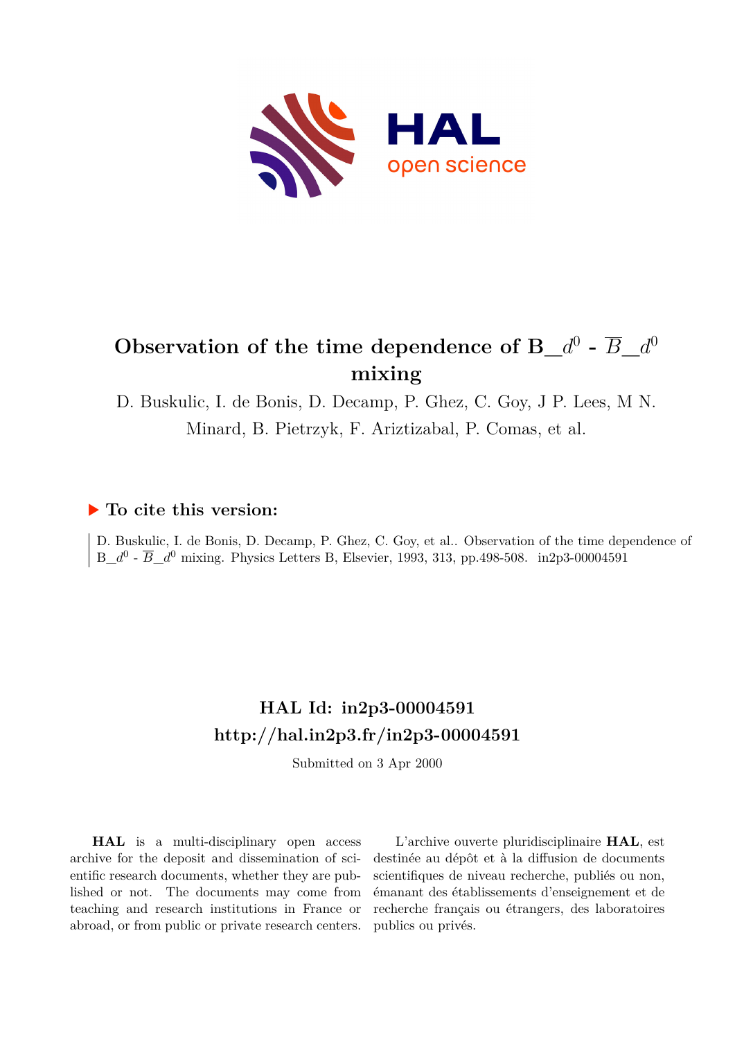# Observation of the time dependence of B_$d^0$ - $\overline{B}$_$d^0$ mixing

D. Buskulic, I. de Bonis, D. Decamp, P. Ghez, C. Goy, J P. Lees, M N. Minard, B. Pietrzyk, F. Ariztizabal, P. Comas, et al.

## ▶ To cite this version:

D. Buskulic, I. de Bonis, D. Decamp, P. Ghez, C. Goy, et al.. Observation of the time dependence of B_$d^0$ - $\overline{B}$_$d^0$ mixing. Physics Letters B, Elsevier, 1993, 313, pp.498-508. in2p3-00004591

## HAL Id: in2p3-00004591
## http://hal.in2p3.fr/in2p3-00004591

Submitted on 3 Apr 2000

**HAL** is a multi-disciplinary open access archive for the deposit and dissemination of scientific research documents, whether they are published or not. The documents may come from teaching and research institutions in France or abroad, or from public or private research centers.

L'archive ouverte pluridisciplinaire **HAL**, est destinée au dépôt et à la diffusion de documents scientifiques de niveau recherche, publiés ou non, émanant des établissements d'enseignement et de recherche français ou étrangers, des laboratoires publics ou privés.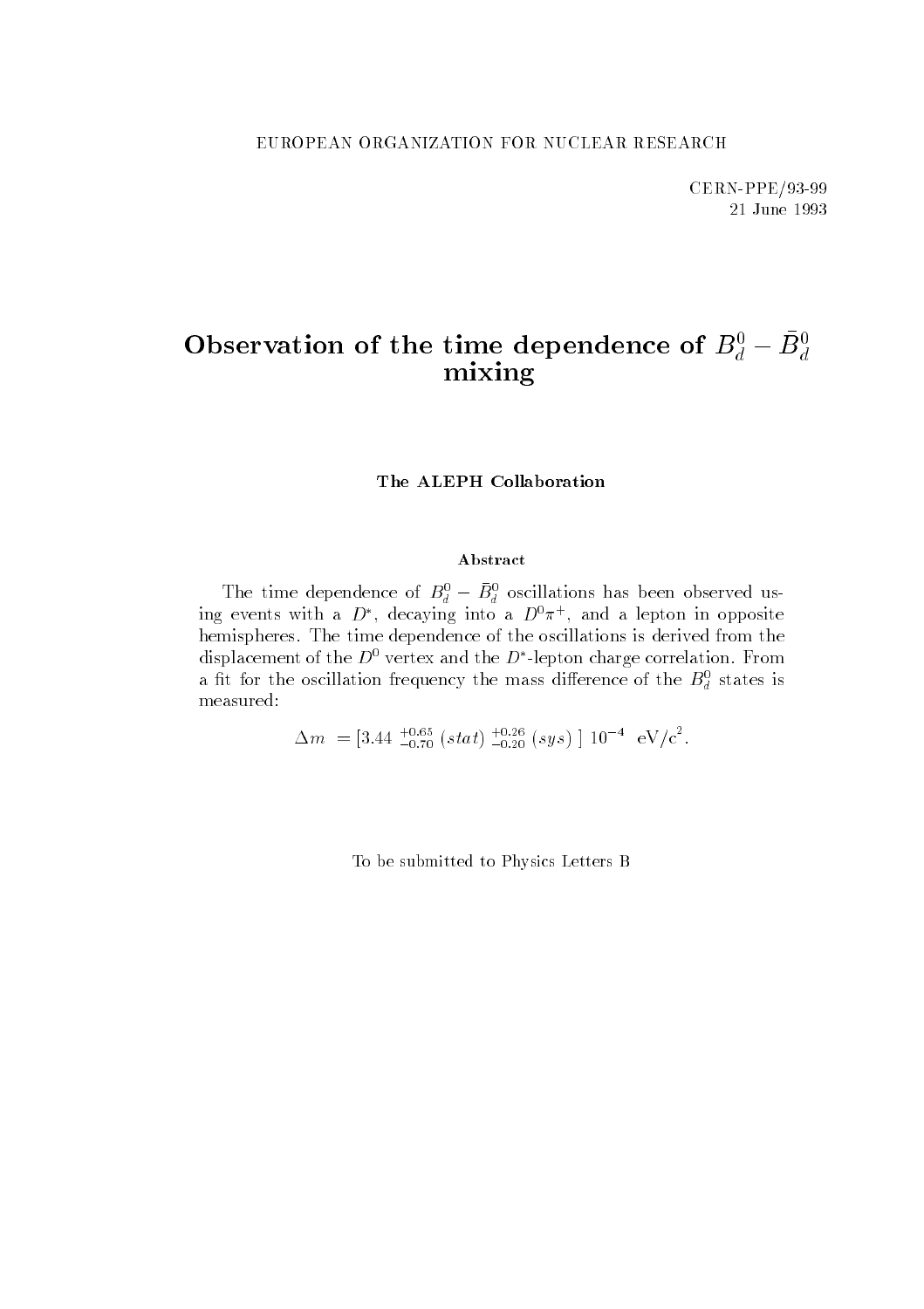EUROPEAN ORGANIZATION FOR NUCLEAR RESEARCH

CERN-PPE/93-99
21 June 1993

# Observation of the time dependence of $B_d^0 - \bar{B}_d^0$ mixing

**The ALEPH Collaboration**

**Abstract**

The time dependence of $B_d^0 - \bar{B}_d^0$ oscillations has been observed using events with a $D^*$, decaying into a $D^0\pi^+$, and a lepton in opposite hemispheres. The time dependence of the oscillations is derived from the displacement of the $D^0$ vertex and the $D^*$-lepton charge correlation. From a fit for the oscillation frequency the mass difference of the $B_d^0$ states is measured:

$$\Delta m = [3.44 \ ^{+0.65}_{-0.70} \ (stat) \ ^{+0.26}_{-0.20} \ (sys) \ ] \ 10^{-4} \ \ \mathrm{eV/c^2}.$$

To be submitted to Physics Letters B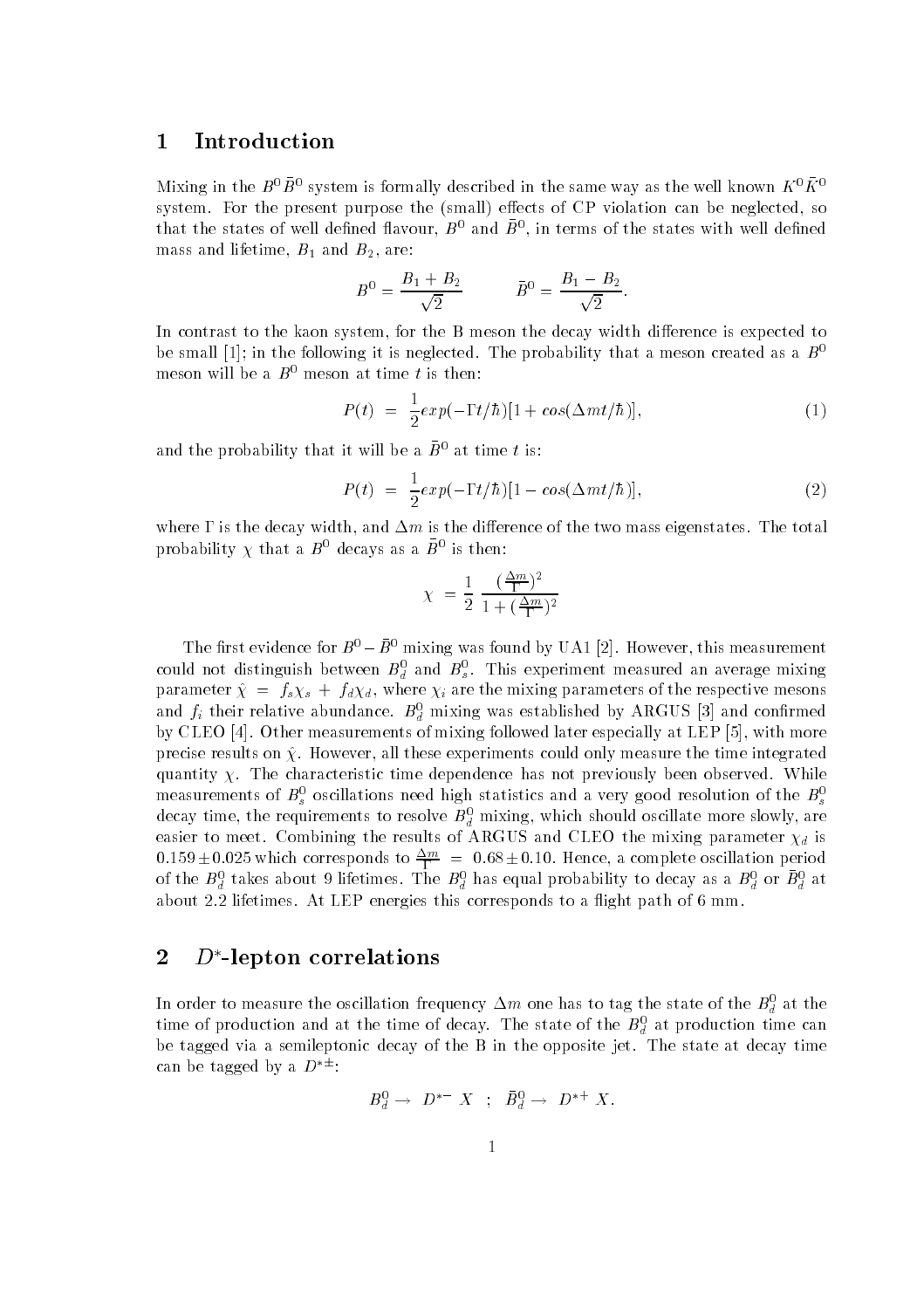# 1 Introduction

Mixing in the $B^0\bar{B}^0$ system is formally described in the same way as the well known $K^0\bar{K}^0$ system. For the present purpose the (small) effects of CP violation can be neglected, so that the states of well defined flavour, $B^0$ and $\bar{B}^0$, in terms of the states with well defined mass and lifetime, $B_1$ and $B_2$, are:

$$B^0 = \frac{B_1 + B_2}{\sqrt{2}} \qquad \bar{B}^0 = \frac{B_1 - B_2}{\sqrt{2}}.$$

In contrast to the kaon system, for the B meson the decay width difference is expected to be small [1]; in the following it is neglected. The probability that a meson created as a $B^0$ meson will be a $B^0$ meson at time $t$ is then:

$$P(t) \;=\; \frac{1}{2} exp(-\Gamma t/\hbar)[1 + cos(\Delta m t/\hbar)], \tag{1}$$

and the probability that it will be a $\bar{B}^0$ at time $t$ is:

$$P(t) \;=\; \frac{1}{2} exp(-\Gamma t/\hbar)[1 - cos(\Delta m t/\hbar)], \tag{2}$$

where $\Gamma$ is the decay width, and $\Delta m$ is the difference of the two mass eigenstates. The total probability $\chi$ that a $B^0$ decays as a $\bar{B}^0$ is then:

$$\chi \;=\; \frac{1}{2} \, \frac{(\frac{\Delta m}{\Gamma})^2}{1 + (\frac{\Delta m}{\Gamma})^2}$$

The first evidence for $B^0 - \bar{B}^0$ mixing was found by UA1 [2]. However, this measurement could not distinguish between $B^0_d$ and $B^0_s$. This experiment measured an average mixing parameter $\hat{\chi} \;=\; f_s\chi_s \;+\; f_d\chi_d$, where $\chi_i$ are the mixing parameters of the respective mesons and $f_i$ their relative abundance. $B^0_d$ mixing was established by ARGUS [3] and confirmed by CLEO [4]. Other measurements of mixing followed later especially at LEP [5], with more precise results on $\hat{\chi}$. However, all these experiments could only measure the time integrated quantity $\chi$. The characteristic time dependence has not previously been observed. While measurements of $B^0_s$ oscillations need high statistics and a very good resolution of the $B^0_s$ decay time, the requirements to resolve $B^0_d$ mixing, which should oscillate more slowly, are easier to meet. Combining the results of ARGUS and CLEO the mixing parameter $\chi_d$ is $0.159 \pm 0.025$ which corresponds to $\frac{\Delta m}{\Gamma} \;=\; 0.68 \pm 0.10$. Hence, a complete oscillation period of the $B^0_d$ takes about 9 lifetimes. The $B^0_d$ has equal probability to decay as a $B^0_d$ or $\bar{B}^0_d$ at about 2.2 lifetimes. At LEP energies this corresponds to a flight path of 6 mm.

# 2 $D^*$-lepton correlations

In order to measure the oscillation frequency $\Delta m$ one has to tag the state of the $B^0_d$ at the time of production and at the time of decay. The state of the $B^0_d$ at production time can be tagged via a semileptonic decay of the B in the opposite jet. The state at decay time can be tagged by a $D^{*\pm}$:

$$B^0_d \rightarrow \; D^{*-} \; X \;\; ; \;\; \bar{B}^0_d \rightarrow \; D^{*+} \; X.$$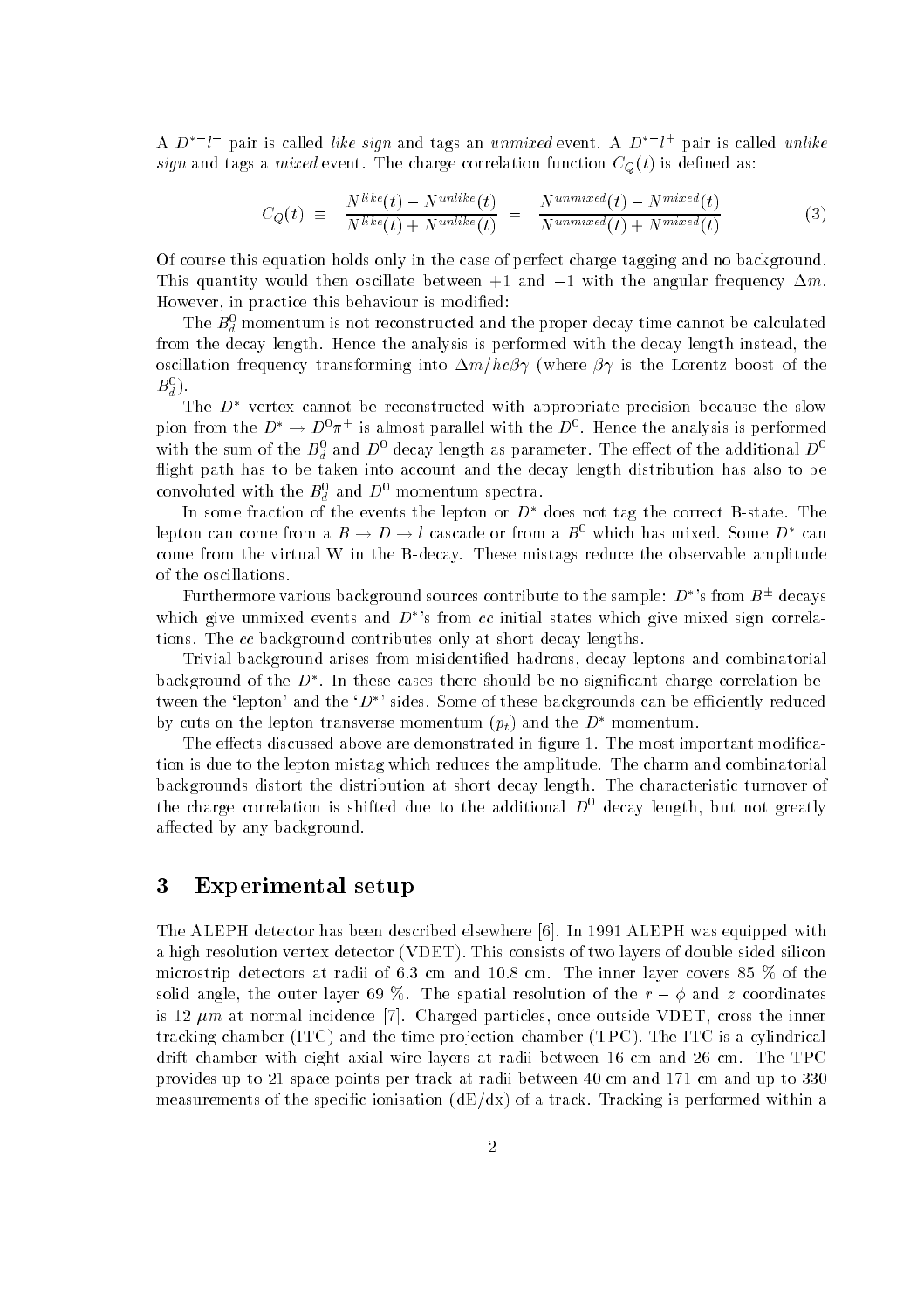A $D^{*-}l^-$ pair is called *like sign* and tags an *unmixed* event. A $D^{*-}l^+$ pair is called *unlike sign* and tags a *mixed* event. The charge correlation function $C_Q(t)$ is defined as:

$$C_Q(t) \equiv \frac{N^{like}(t) - N^{unlike}(t)}{N^{like}(t) + N^{unlike}(t)} = \frac{N^{unmixed}(t) - N^{mixed}(t)}{N^{unmixed}(t) + N^{mixed}(t)} \tag{3}$$

Of course this equation holds only in the case of perfect charge tagging and no background. This quantity would then oscillate between $+1$ and $-1$ with the angular frequency $\Delta m$. However, in practice this behaviour is modified:

The $B_d^0$ momentum is not reconstructed and the proper decay time cannot be calculated from the decay length. Hence the analysis is performed with the decay length instead, the oscillation frequency transforming into $\Delta m / \hbar c \beta\gamma$ (where $\beta\gamma$ is the Lorentz boost of the $B_d^0$).

The $D^*$ vertex cannot be reconstructed with appropriate precision because the slow pion from the $D^* \to D^0\pi^+$ is almost parallel with the $D^0$. Hence the analysis is performed with the sum of the $B_d^0$ and $D^0$ decay length as parameter. The effect of the additional $D^0$ flight path has to be taken into account and the decay length distribution has also to be convoluted with the $B_d^0$ and $D^0$ momentum spectra.

In some fraction of the events the lepton or $D^*$ does not tag the correct B-state. The lepton can come from a $B \to D \to l$ cascade or from a $B^0$ which has mixed. Some $D^*$ can come from the virtual W in the B-decay. These mistags reduce the observable amplitude of the oscillations.

Furthermore various background sources contribute to the sample: $D^*$'s from $B^\pm$ decays which give unmixed events and $D^*$'s from $c\bar{c}$ initial states which give mixed sign correlations. The $c\bar{c}$ background contributes only at short decay lengths.

Trivial background arises from misidentified hadrons, decay leptons and combinatorial background of the $D^*$. In these cases there should be no significant charge correlation between the 'lepton' and the '$D^*$' sides. Some of these backgrounds can be efficiently reduced by cuts on the lepton transverse momentum ($p_t$) and the $D^*$ momentum.

The effects discussed above are demonstrated in figure 1. The most important modification is due to the lepton mistag which reduces the amplitude. The charm and combinatorial backgrounds distort the distribution at short decay length. The characteristic turnover of the charge correlation is shifted due to the additional $D^0$ decay length, but not greatly affected by any background.

# 3 Experimental setup

The ALEPH detector has been described elsewhere [6]. In 1991 ALEPH was equipped with a high resolution vertex detector (VDET). This consists of two layers of double sided silicon microstrip detectors at radii of 6.3 cm and 10.8 cm. The inner layer covers 85 % of the solid angle, the outer layer 69 %. The spatial resolution of the $r - \phi$ and $z$ coordinates is 12 $\mu m$ at normal incidence [7]. Charged particles, once outside VDET, cross the inner tracking chamber (ITC) and the time projection chamber (TPC). The ITC is a cylindrical drift chamber with eight axial wire layers at radii between 16 cm and 26 cm. The TPC provides up to 21 space points per track at radii between 40 cm and 171 cm and up to 330 measurements of the specific ionisation (dE/dx) of a track. Tracking is performed within a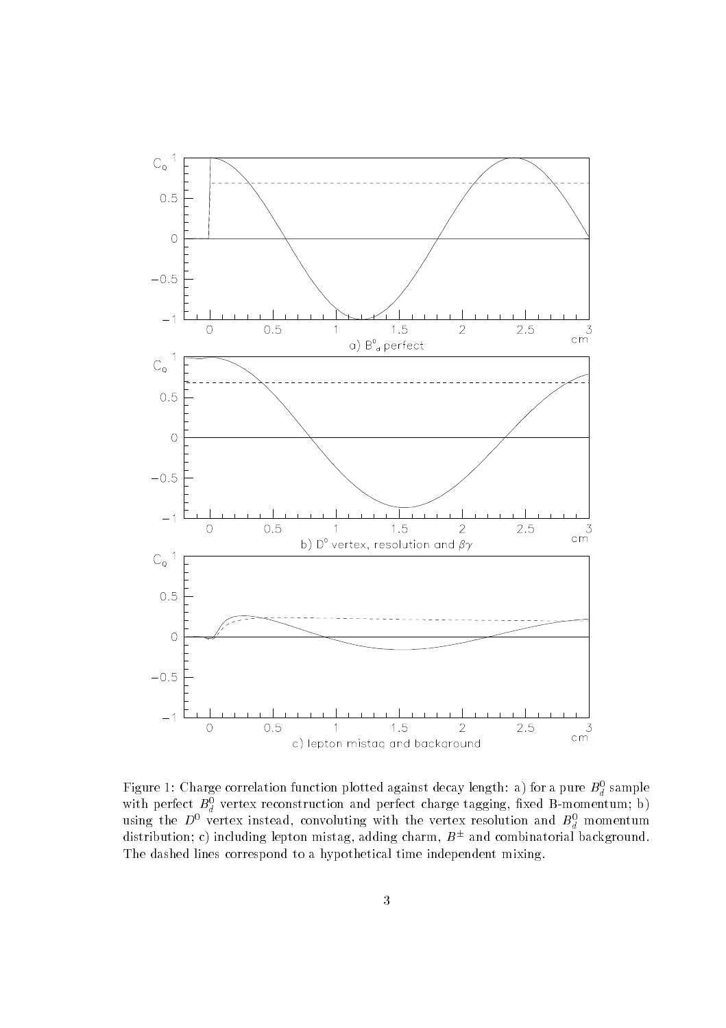Figure 1: Charge correlation function plotted against decay length: a) for a pure $B_d^0$ sample with perfect $B_d^0$ vertex reconstruction and perfect charge tagging, fixed B-momentum; b) using the $D^0$ vertex instead, convoluting with the vertex resolution and $B_d^0$ momentum distribution; c) including lepton mistag, adding charm, $B^{\pm}$ and combinatorial background. The dashed lines correspond to a hypothetical time independent mixing.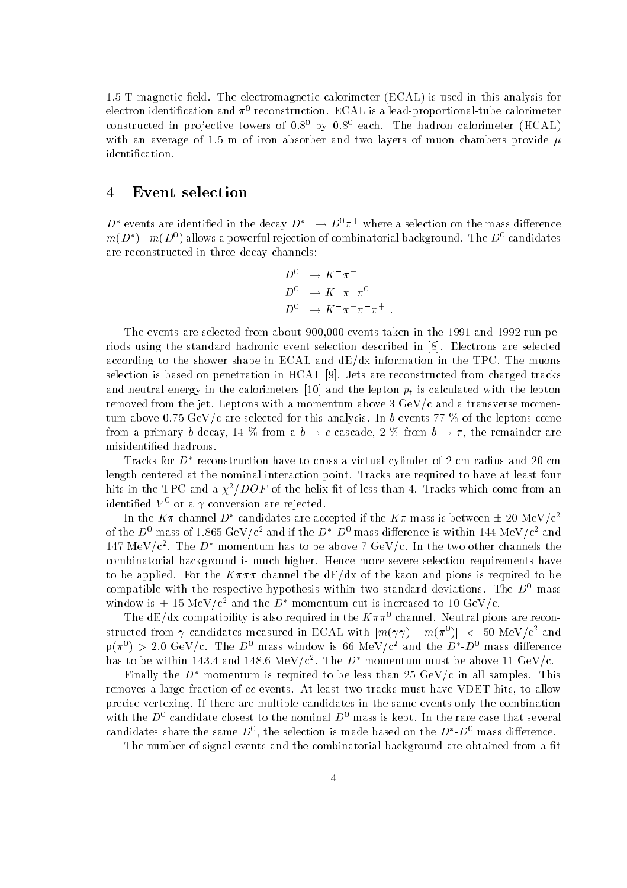1.5 T magnetic field. The electromagnetic calorimeter (ECAL) is used in this analysis for electron identification and $\pi^0$ reconstruction. ECAL is a lead-proportional-tube calorimeter constructed in projective towers of $0.8^0$ by $0.8^0$ each. The hadron calorimeter (HCAL) with an average of 1.5 m of iron absorber and two layers of muon chambers provide $\mu$ identification.

# 4 Event selection

$D^*$ events are identified in the decay $D^{*+} \rightarrow D^0\pi^+$ where a selection on the mass difference $m(D^*) - m(D^0)$ allows a powerful rejection of combinatorial background. The $D^0$ candidates are reconstructed in three decay channels:

$$
\begin{aligned}
D^0 &\rightarrow K^-\pi^+ \\
D^0 &\rightarrow K^-\pi^+\pi^0 \\
D^0 &\rightarrow K^-\pi^+\pi^-\pi^+ \ .
\end{aligned}
$$

The events are selected from about 900,000 events taken in the 1991 and 1992 run periods using the standard hadronic event selection described in [8]. Electrons are selected according to the shower shape in ECAL and dE/dx information in the TPC. The muons selection is based on penetration in HCAL [9]. Jets are reconstructed from charged tracks and neutral energy in the calorimeters [10] and the lepton $p_t$ is calculated with the lepton removed from the jet. Leptons with a momentum above 3 GeV/c and a transverse momentum above 0.75 GeV/c are selected for this analysis. In $b$ events 77 % of the leptons come from a primary $b$ decay, 14 % from a $b \rightarrow c$ cascade, 2 % from $b \rightarrow \tau$, the remainder are misidentified hadrons.

Tracks for $D^*$ reconstruction have to cross a virtual cylinder of 2 cm radius and 20 cm length centered at the nominal interaction point. Tracks are required to have at least four hits in the TPC and a $\chi^2/DOF$ of the helix fit of less than 4. Tracks which come from an identified $V^0$ or a $\gamma$ conversion are rejected.

In the $K\pi$ channel $D^*$ candidates are accepted if the $K\pi$ mass is between $\pm$ 20 MeV/c$^2$ of the $D^0$ mass of 1.865 GeV/c$^2$ and if the $D^*$-$D^0$ mass difference is within 144 MeV/c$^2$ and 147 MeV/c$^2$. The $D^*$ momentum has to be above 7 GeV/c. In the two other channels the combinatorial background is much higher. Hence more severe selection requirements have to be applied. For the $K\pi\pi\pi$ channel the dE/dx of the kaon and pions is required to be compatible with the respective hypothesis within two standard deviations. The $D^0$ mass window is $\pm$ 15 MeV/c$^2$ and the $D^*$ momentum cut is increased to 10 GeV/c.

The dE/dx compatibility is also required in the $K\pi\pi^0$ channel. Neutral pions are reconstructed from $\gamma$ candidates measured in ECAL with $|m(\gamma\gamma) - m(\pi^0)| < 50$ MeV/c$^2$ and $p(\pi^0) > 2.0$ GeV/c. The $D^0$ mass window is 66 MeV/c$^2$ and the $D^*$-$D^0$ mass difference has to be within 143.4 and 148.6 MeV/c$^2$. The $D^*$ momentum must be above 11 GeV/c.

Finally the $D^*$ momentum is required to be less than 25 GeV/c in all samples. This removes a large fraction of $c\bar{c}$ events. At least two tracks must have VDET hits, to allow precise vertexing. If there are multiple candidates in the same events only the combination with the $D^0$ candidate closest to the nominal $D^0$ mass is kept. In the rare case that several candidates share the same $D^0$, the selection is made based on the $D^*$-$D^0$ mass difference.

The number of signal events and the combinatorial background are obtained from a fit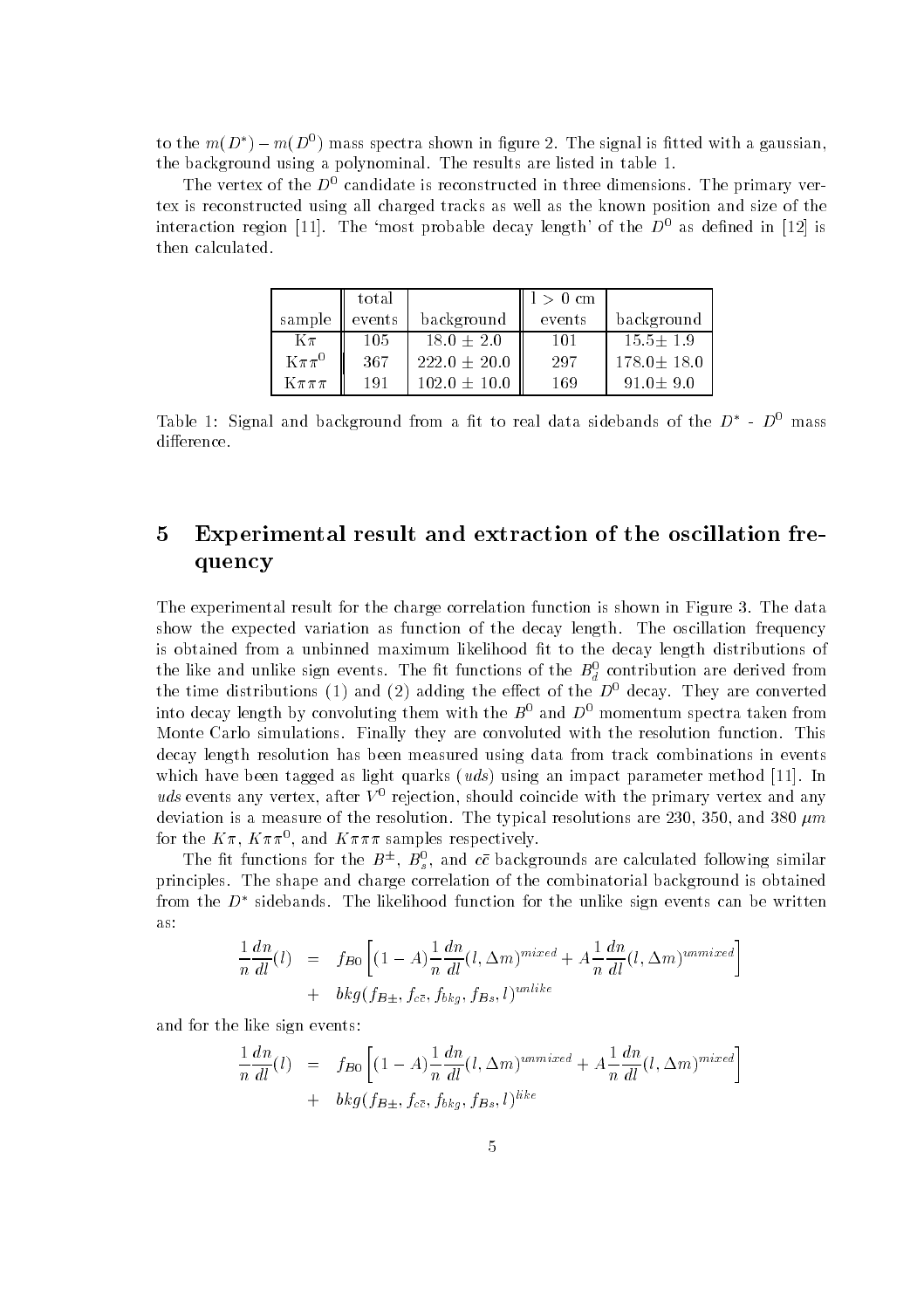to the $m(D^*) - m(D^0)$ mass spectra shown in figure 2. The signal is fitted with a gaussian, the background using a polynominal. The results are listed in table 1.

The vertex of the $D^0$ candidate is reconstructed in three dimensions. The primary vertex is reconstructed using all charged tracks as well as the known position and size of the interaction region [11]. The 'most probable decay length' of the $D^0$ as defined in [12] is then calculated.

| sample | total events | background | $l > 0$ cm events | background |
|---|---|---|---|---|
| $K\pi$ | 105 | $18.0 \pm 2.0$ | 101 | $15.5 \pm 1.9$ |
| $K\pi\pi^0$ | 367 | $222.0 \pm 20.0$ | 297 | $178.0 \pm 18.0$ |
| $K\pi\pi\pi$ | 191 | $102.0 \pm 10.0$ | 169 | $91.0 \pm 9.0$ |

Table 1: Signal and background from a fit to real data sidebands of the $D^*$ - $D^0$ mass difference.

# 5 Experimental result and extraction of the oscillation frequency

The experimental result for the charge correlation function is shown in Figure 3. The data show the expected variation as function of the decay length. The oscillation frequency is obtained from a unbinned maximum likelihood fit to the decay length distributions of the like and unlike sign events. The fit functions of the $B_d^0$ contribution are derived from the time distributions (1) and (2) adding the effect of the $D^0$ decay. They are converted into decay length by convoluting them with the $B^0$ and $D^0$ momentum spectra taken from Monte Carlo simulations. Finally they are convoluted with the resolution function. This decay length resolution has been measured using data from track combinations in events which have been tagged as light quarks ($uds$) using an impact parameter method [11]. In $uds$ events any vertex, after $V^0$ rejection, should coincide with the primary vertex and any deviation is a measure of the resolution. The typical resolutions are 230, 350, and 380 $\mu m$ for the $K\pi$, $K\pi\pi^0$, and $K\pi\pi\pi$ samples respectively.

The fit functions for the $B^{\pm}$, $B_s^0$, and $c\bar{c}$ backgrounds are calculated following similar principles. The shape and charge correlation of the combinatorial background is obtained from the $D^*$ sidebands. The likelihood function for the unlike sign events can be written as:

$$\begin{aligned} \frac{1}{n}\frac{dn}{dl}(l) &= f_{B0}\left[(1-A)\frac{1}{n}\frac{dn}{dl}(l,\Delta m)^{mixed} + A\frac{1}{n}\frac{dn}{dl}(l,\Delta m)^{unmixed}\right] \\ &+ bkg(f_{B\pm}, f_{c\bar{c}}, f_{bkg}, f_{Bs}, l)^{unlike} \end{aligned}$$

and for the like sign events:

$$\begin{aligned} \frac{1}{n}\frac{dn}{dl}(l) &= f_{B0}\left[(1-A)\frac{1}{n}\frac{dn}{dl}(l,\Delta m)^{unmixed} + A\frac{1}{n}\frac{dn}{dl}(l,\Delta m)^{mixed}\right] \\ &+ bkg(f_{B\pm}, f_{c\bar{c}}, f_{bkg}, f_{Bs}, l)^{like} \end{aligned}$$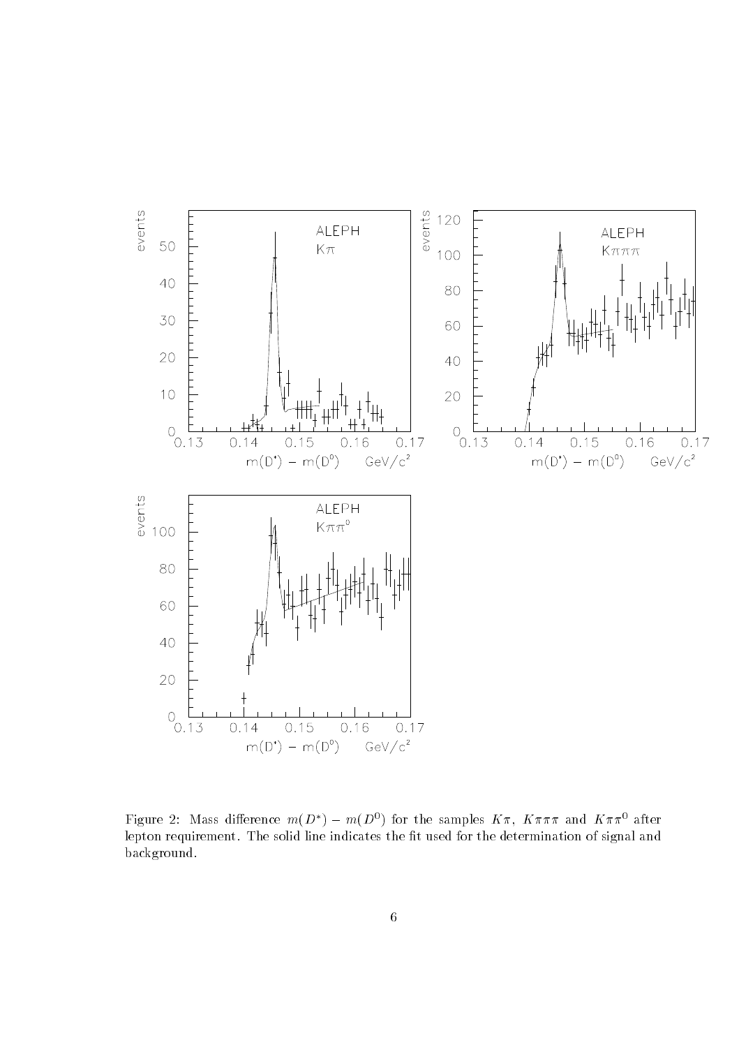Figure 2: Mass difference $m(D^{*}) - m(D^{0})$ for the samples $K\pi$, $K\pi\pi\pi$ and $K\pi\pi^{0}$ after lepton requirement. The solid line indicates the fit used for the determination of signal and background.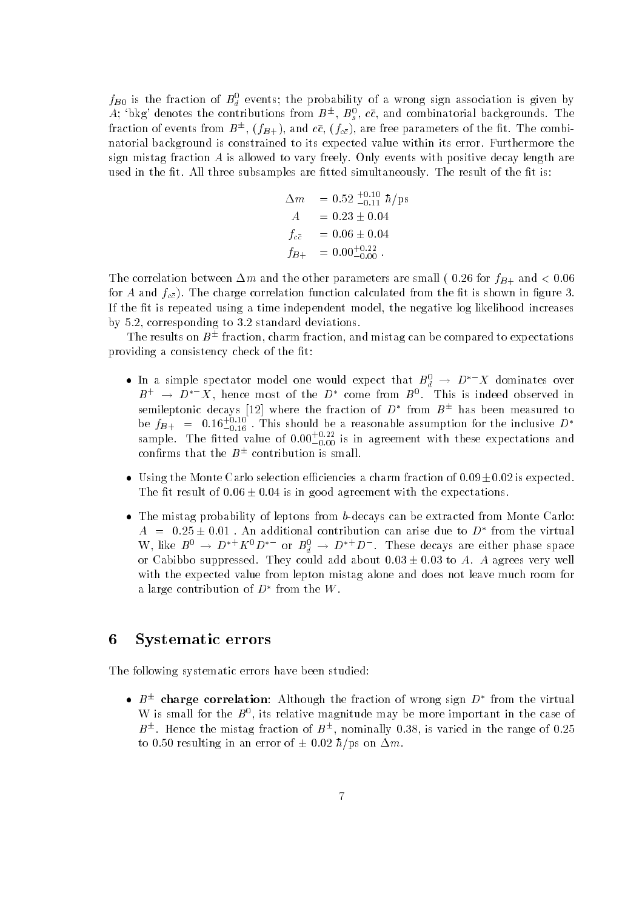$f_{B0}$ is the fraction of $B_d^0$ events; the probability of a wrong sign association is given by $A$; 'bkg' denotes the contributions from $B^\pm$, $B_s^0$, $c\bar{c}$, and combinatorial backgrounds. The fraction of events from $B^\pm$, ($f_{B+}$), and $c\bar{c}$, ($f_{c\bar{c}}$), are free parameters of the fit. The combinatorial background is constrained to its expected value within its error. Furthermore the sign mistag fraction $A$ is allowed to vary freely. Only events with positive decay length are used in the fit. All three subsamples are fitted simultaneously. The result of the fit is:

$$\begin{aligned} \Delta m &= 0.52\ ^{+0.10}_{-0.11}\ \hbar/\mathrm{ps} \\ A &= 0.23 \pm 0.04 \\ f_{c\bar{c}} &= 0.06 \pm 0.04 \\ f_{B+} &= 0.00^{+0.22}_{-0.00}\ . \end{aligned}$$

The correlation between $\Delta m$ and the other parameters are small ( 0.26 for $f_{B+}$ and $< 0.06$ for $A$ and $f_{c\bar{c}}$). The charge correlation function calculated from the fit is shown in figure 3. If the fit is repeated using a time independent model, the negative log likelihood increases by 5.2, corresponding to 3.2 standard deviations.

The results on $B^\pm$ fraction, charm fraction, and mistag can be compared to expectations providing a consistency check of the fit:

- In a simple spectator model one would expect that $B_d^0 \to D^{*-}X$ dominates over $B^+ \to D^{*-}X$, hence most of the $D^*$ come from $B^0$. This is indeed observed in semileptonic decays [12] where the fraction of $D^*$ from $B^\pm$ has been measured to be $f_{B+} = 0.16^{+0.10}_{-0.16}$ . This should be a reasonable assumption for the inclusive $D^*$ sample. The fitted value of $0.00^{+0.22}_{-0.00}$ is in agreement with these expectations and confirms that the $B^\pm$ contribution is small.
- Using the Monte Carlo selection efficiencies a charm fraction of $0.09 \pm 0.02$ is expected. The fit result of $0.06 \pm 0.04$ is in good agreement with the expectations.
- The mistag probability of leptons from $b$-decays can be extracted from Monte Carlo: $A = 0.25 \pm 0.01$ . An additional contribution can arise due to $D^*$ from the virtual W, like $B^0 \to D^{*+}K^0D^{*-}$ or $B_d^0 \to D^{*+}D^-$. These decays are either phase space or Cabibbo suppressed. They could add about $0.03 \pm 0.03$ to $A$. $A$ agrees very well with the expected value from lepton mistag alone and does not leave much room for a large contribution of $D^*$ from the $W$.

## 6 Systematic errors

The following systematic errors have been studied:

- **$B^\pm$ charge correlation**: Although the fraction of wrong sign $D^*$ from the virtual W is small for the $B^0$, its relative magnitude may be more important in the case of $B^\pm$. Hence the mistag fraction of $B^\pm$, nominally 0.38, is varied in the range of 0.25 to 0.50 resulting in an error of $\pm$ 0.02 $\hbar$/ps on $\Delta m$.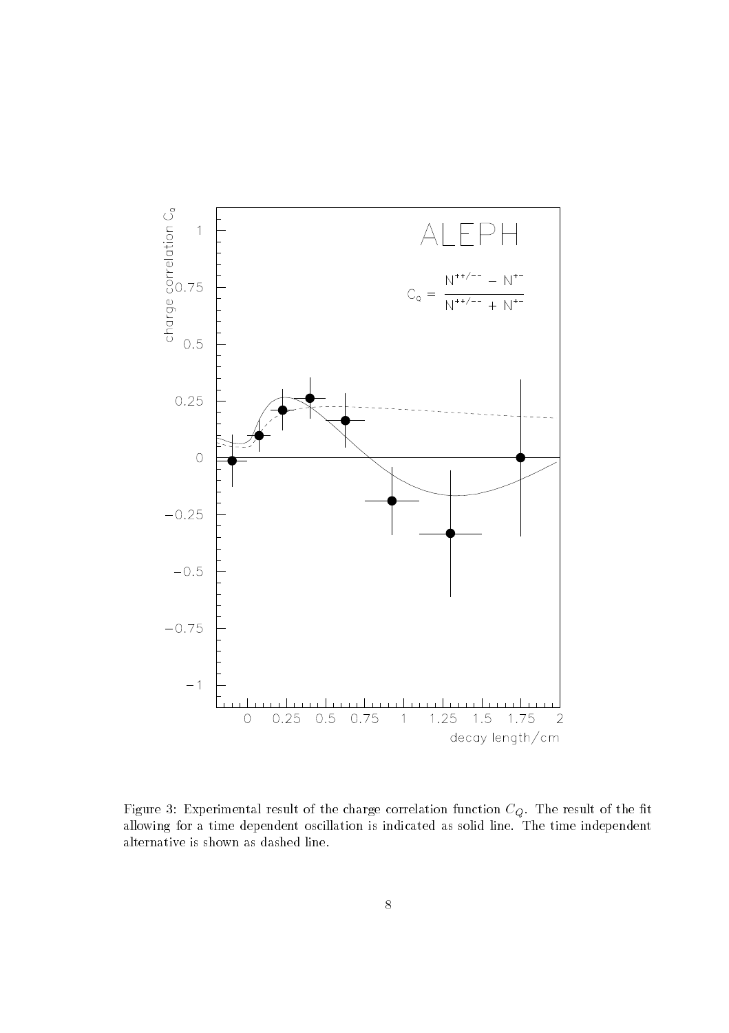Figure 3: Experimental result of the charge correlation function $C_Q$. The result of the fit allowing for a time dependent oscillation is indicated as solid line. The time independent alternative is shown as dashed line.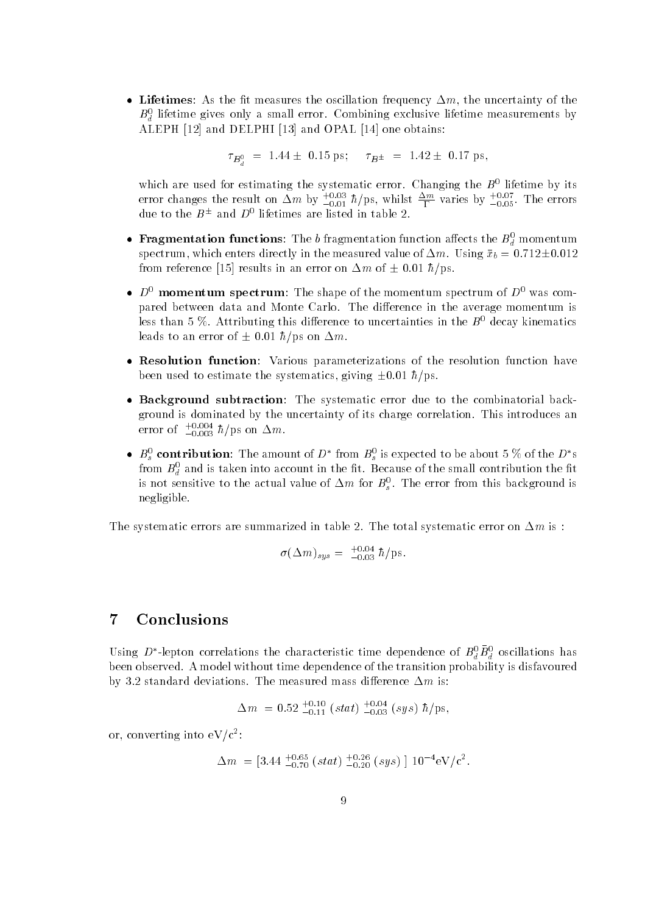- **Lifetimes**: As the fit measures the oscillation frequency $\Delta m$, the uncertainty of the $B_d^0$ lifetime gives only a small error. Combining exclusive lifetime measurements by ALEPH [12] and DELPHI [13] and OPAL [14] one obtains:

$$\tau_{B_d^0} = 1.44 \pm 0.15 \text{ ps}; \quad \tau_{B^\pm} = 1.42 \pm 0.17 \text{ ps},$$

which are used for estimating the systematic error. Changing the $B^0$ lifetime by its error changes the result on $\Delta m$ by $^{+0.03}_{-0.01}$ $\hbar$/ps, whilst $\frac{\Delta m}{\Gamma}$ varies by $^{+0.07}_{-0.05}$. The errors due to the $B^\pm$ and $D^0$ lifetimes are listed in table 2.

- **Fragmentation functions**: The $b$ fragmentation function affects the $B_d^0$ momentum spectrum, which enters directly in the measured value of $\Delta m$. Using $\bar{x}_b = 0.712 \pm 0.012$ from reference [15] results in an error on $\Delta m$ of $\pm$ 0.01 $\hbar$/ps.

- **$D^0$ momentum spectrum**: The shape of the momentum spectrum of $D^0$ was compared between data and Monte Carlo. The difference in the average momentum is less than 5 %. Attributing this difference to uncertainties in the $B^0$ decay kinematics leads to an error of $\pm$ 0.01 $\hbar$/ps on $\Delta m$.

- **Resolution function**: Various parameterizations of the resolution function have been used to estimate the systematics, giving $\pm 0.01$ $\hbar$/ps.

- **Background subtraction**: The systematic error due to the combinatorial background is dominated by the uncertainty of its charge correlation. This introduces an error of $^{+0.004}_{-0.003}$ $\hbar$/ps on $\Delta m$.

- **$B_s^0$ contribution**: The amount of $D^*$ from $B_s^0$ is expected to be about 5 % of the $D^*$s from $B_d^0$ and is taken into account in the fit. Because of the small contribution the fit is not sensitive to the actual value of $\Delta m$ for $B_s^0$. The error from this background is negligible.

The systematic errors are summarized in table 2. The total systematic error on $\Delta m$ is :

$$\sigma(\Delta m)_{sys} = {}^{+0.04}_{-0.03} \, \hbar/\text{ps}.$$

# 7 Conclusions

Using $D^*$-lepton correlations the characteristic time dependence of $B_d^0 \bar{B}_d^0$ oscillations has been observed. A model without time dependence of the transition probability is disfavoured by 3.2 standard deviations. The measured mass difference $\Delta m$ is:

$$\Delta m = 0.52 \, {}^{+0.10}_{-0.11} \, (stat) \, {}^{+0.04}_{-0.03} \, (sys) \, \hbar/\text{ps},$$

or, converting into eV/c$^2$:

$$\Delta m = [3.44 \, {}^{+0.65}_{-0.70} \, (stat) \, {}^{+0.26}_{-0.20} \, (sys) \,] \; 10^{-4} \text{eV/c}^2.$$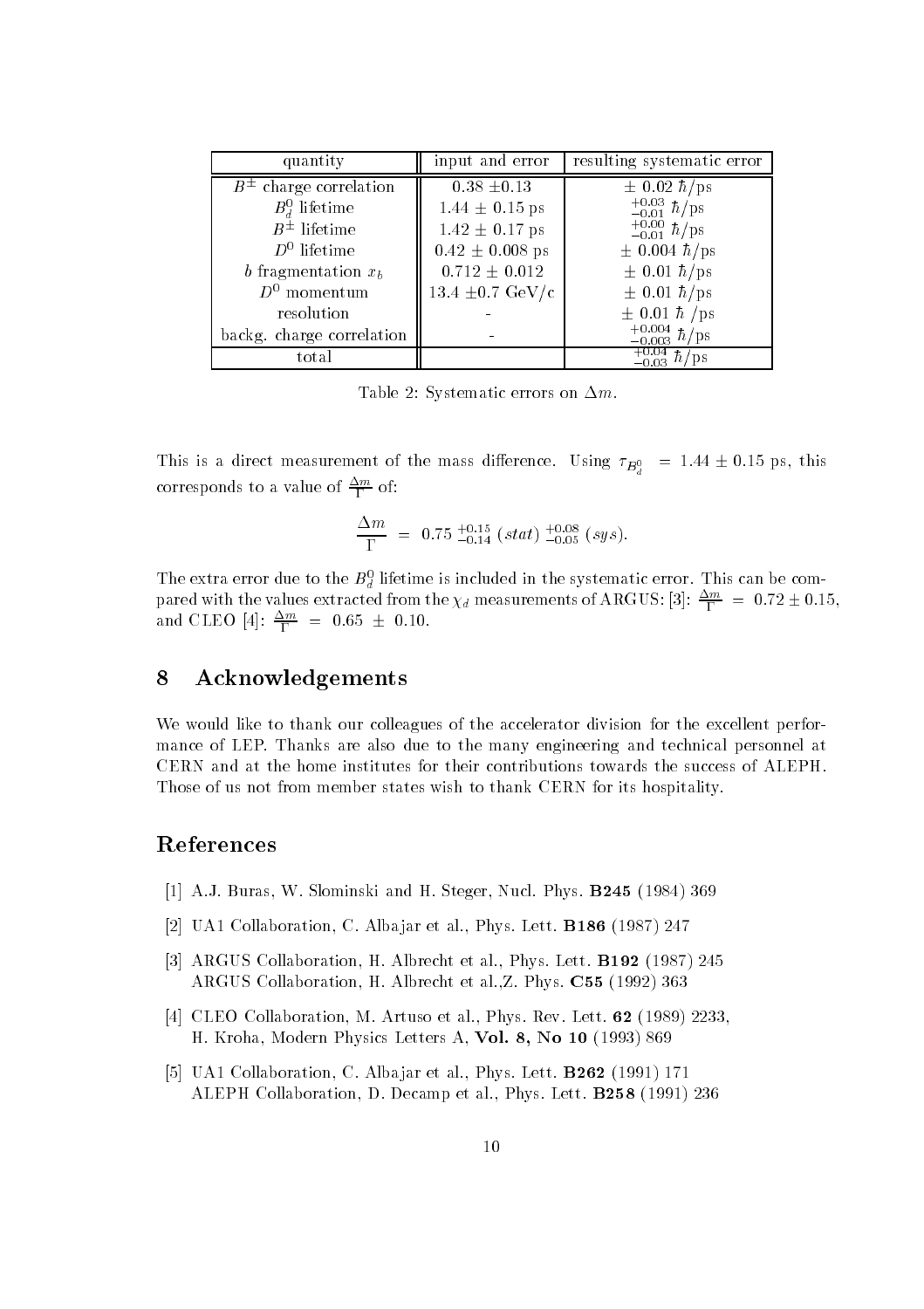| quantity | input and error | resulting systematic error |
| --- | --- | --- |
| $B^{\pm}$ charge correlation | $0.38 \pm 0.13$ | $\pm\ 0.02\ \hbar/\text{ps}$ |
| $B_d^0$ lifetime | $1.44 \pm 0.15$ ps | ${}^{+0.03}_{-0.01}\ \hbar/\text{ps}$ |
| $B^{\pm}$ lifetime | $1.42 \pm 0.17$ ps | ${}^{+0.00}_{-0.01}\ \hbar/\text{ps}$ |
| $D^0$ lifetime | $0.42 \pm 0.008$ ps | $\pm\ 0.004\ \hbar/\text{ps}$ |
| $b$ fragmentation $x_b$ | $0.712 \pm 0.012$ | $\pm\ 0.01\ \hbar/\text{ps}$ |
| $D^0$ momentum | $13.4 \pm 0.7$ GeV/c | $\pm\ 0.01\ \hbar/\text{ps}$ |
| resolution | - | $\pm\ 0.01\ \hbar\ /\text{ps}$ |
| backg. charge correlation | - | ${}^{+0.004}_{-0.003}\ \hbar/\text{ps}$ |
| total | | ${}^{+0.04}_{-0.03}\ \hbar/\text{ps}$ |

Table 2: Systematic errors on $\Delta m$.

This is a direct measurement of the mass difference. Using $\tau_{B_d^0} = 1.44 \pm 0.15$ ps, this corresponds to a value of $\frac{\Delta m}{\Gamma}$ of:

$$\frac{\Delta m}{\Gamma} = 0.75\ {}^{+0.15}_{-0.14}\ (stat)\ {}^{+0.08}_{-0.05}\ (sys).$$

The extra error due to the $B_d^0$ lifetime is included in the systematic error. This can be compared with the values extracted from the $\chi_d$ measurements of ARGUS: [3]: $\frac{\Delta m}{\Gamma} = 0.72 \pm 0.15$, and CLEO [4]: $\frac{\Delta m}{\Gamma} = 0.65 \pm 0.10$.

## 8 Acknowledgements

We would like to thank our colleagues of the accelerator division for the excellent performance of LEP. Thanks are also due to the many engineering and technical personnel at CERN and at the home institutes for their contributions towards the success of ALEPH. Those of us not from member states wish to thank CERN for its hospitality.

## References

[1] A.J. Buras, W. Slominski and H. Steger, Nucl. Phys. **B245** (1984) 369

[2] UA1 Collaboration, C. Albajar et al., Phys. Lett. **B186** (1987) 247

[3] ARGUS Collaboration, H. Albrecht et al., Phys. Lett. **B192** (1987) 245
ARGUS Collaboration, H. Albrecht et al.,Z. Phys. **C55** (1992) 363

[4] CLEO Collaboration, M. Artuso et al., Phys. Rev. Lett. **62** (1989) 2233,
H. Kroha, Modern Physics Letters A, **Vol. 8, No 10** (1993) 869

[5] UA1 Collaboration, C. Albajar et al., Phys. Lett. **B262** (1991) 171
ALEPH Collaboration, D. Decamp et al., Phys. Lett. **B258** (1991) 236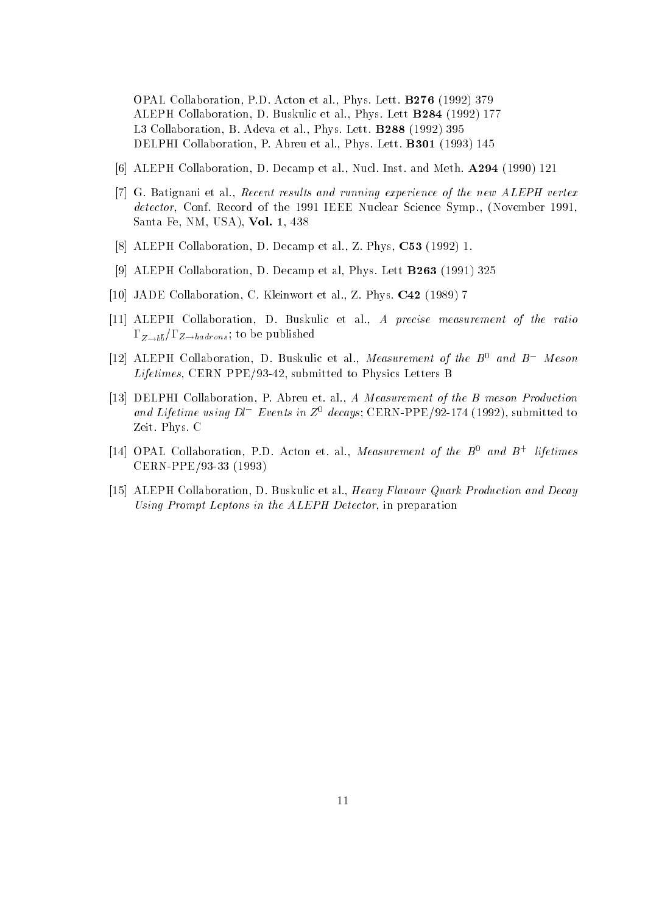OPAL Collaboration, P.D. Acton et al., Phys. Lett. **B276** (1992) 379
ALEPH Collaboration, D. Buskulic et al., Phys. Lett **B284** (1992) 177
L3 Collaboration, B. Adeva et al., Phys. Lett. **B288** (1992) 395
DELPHI Collaboration, P. Abreu et al., Phys. Lett. **B301** (1993) 145

[6] ALEPH Collaboration, D. Decamp et al., Nucl. Inst. and Meth. **A294** (1990) 121

[7] G. Batignani et al., *Recent results and running experience of the new ALEPH vertex detector*, Conf. Record of the 1991 IEEE Nuclear Science Symp., (November 1991, Santa Fe, NM, USA), **Vol. 1**, 438

[8] ALEPH Collaboration, D. Decamp et al., Z. Phys, **C53** (1992) 1.

[9] ALEPH Collaboration, D. Decamp et al, Phys. Lett **B263** (1991) 325

[10] JADE Collaboration, C. Kleinwort et al., Z. Phys. **C42** (1989) 7

[11] ALEPH Collaboration, D. Buskulic et al., *A precise measurement of the ratio* $\Gamma_{Z\to b\bar{b}}/\Gamma_{Z\to hadrons}$; to be published

[12] ALEPH Collaboration, D. Buskulic et al., *Measurement of the* $B^0$ *and* $B^-$ *Meson Lifetimes*, CERN PPE/93-42, submitted to Physics Letters B

[13] DELPHI Collaboration, P. Abreu et. al., *A Measurement of the B meson Production and Lifetime using* $Dl^-$ *Events in* $Z^0$ *decays*; CERN-PPE/92-174 (1992), submitted to Zeit. Phys. C

[14] OPAL Collaboration, P.D. Acton et. al., *Measurement of the* $B^0$ *and* $B^+$ *lifetimes* CERN-PPE/93-33 (1993)

[15] ALEPH Collaboration, D. Buskulic et al., *Heavy Flavour Quark Production and Decay Using Prompt Leptons in the ALEPH Detector*, in preparation